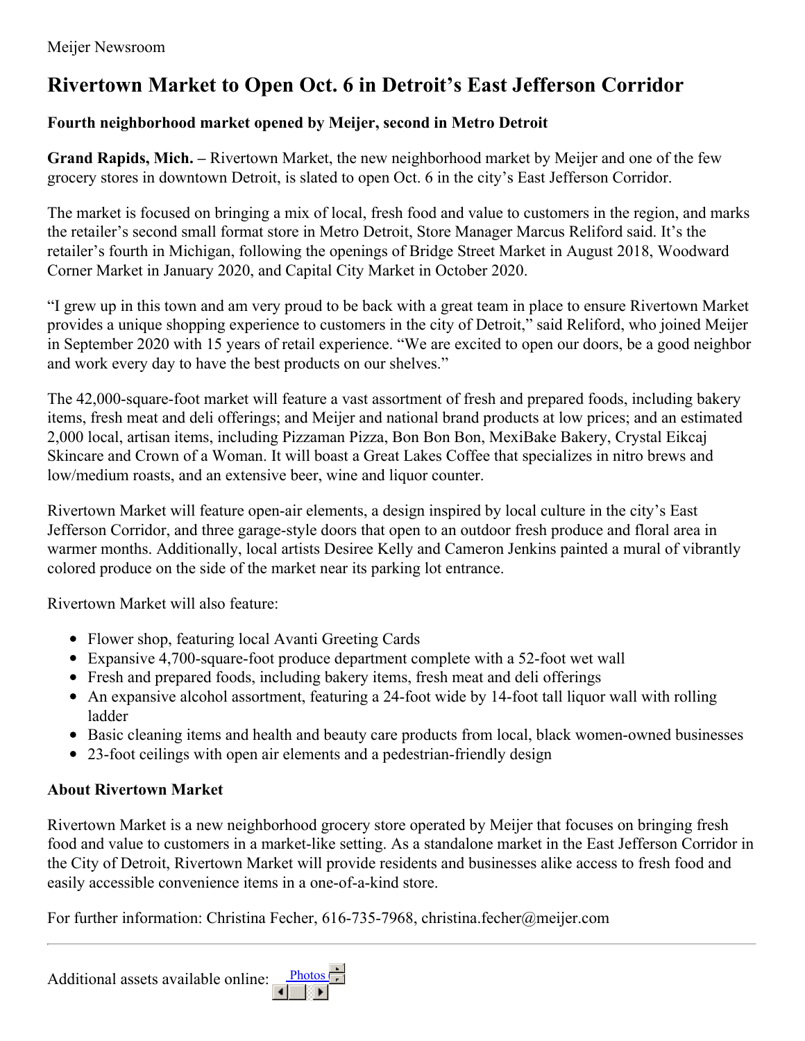Meijer Newsroom

# Rivertown Market to Open Oct. 6 in Detroit's East Jefferson Corridor

### Fourth neighborhood market opened by Meijer, second in Metro Detroit

**Grand Rapids, Mich. –** Rivertown Market, the new neighborhood market by Meijer and one of the few grocery stores in downtown Detroit, is slated to open Oct. 6 in the city's East Jefferson Corridor.

The market is focused on bringing a mix of local, fresh food and value to customers in the region, and marks the retailer's second small format store in Metro Detroit, Store Manager Marcus Reliford said. It's the retailer's fourth in Michigan, following the openings of Bridge Street Market in August 2018, Woodward Corner Market in January 2020, and Capital City Market in October 2020.

"I grew up in this town and am very proud to be back with a great team in place to ensure Rivertown Market provides a unique shopping experience to customers in the city of Detroit," said Reliford, who joined Meijer in September 2020 with 15 years of retail experience. "We are excited to open our doors, be a good neighbor and work every day to have the best products on our shelves."

The 42,000-square-foot market will feature a vast assortment of fresh and prepared foods, including bakery items, fresh meat and deli offerings; and Meijer and national brand products at low prices; and an estimated 2,000 local, artisan items, including Pizzaman Pizza, Bon Bon Bon, MexiBake Bakery, Crystal Eikcaj Skincare and Crown of a Woman. It will boast a Great Lakes Coffee that specializes in nitro brews and low/medium roasts, and an extensive beer, wine and liquor counter.

Rivertown Market will feature open-air elements, a design inspired by local culture in the city's East Jefferson Corridor, and three garage-style doors that open to an outdoor fresh produce and floral area in warmer months. Additionally, local artists Desiree Kelly and Cameron Jenkins painted a mural of vibrantly colored produce on the side of the market near its parking lot entrance.

Rivertown Market will also feature:

- Flower shop, featuring local Avanti Greeting Cards
- Expansive 4,700-square-foot produce department complete with a 52-foot wet wall
- Fresh and prepared foods, including bakery items, fresh meat and deli offerings
- An expansive alcohol assortment, featuring a 24-foot wide by 14-foot tall liquor wall with rolling ladder
- Basic cleaning items and health and beauty care products from local, black women-owned businesses
- 23-foot ceilings with open air elements and a pedestrian-friendly design

### About Rivertown Market

Rivertown Market is a new neighborhood grocery store operated by Meijer that focuses on bringing fresh food and value to customers in a market-like setting. As a standalone market in the East Jefferson Corridor in the City of Detroit, Rivertown Market will provide residents and businesses alike access to fresh food and easily accessible convenience items in a one-of-a-kind store.

For further information: Christina Fecher, 616-735-7968, christina.fecher@meijer.com

---

Additional assets available online: Photos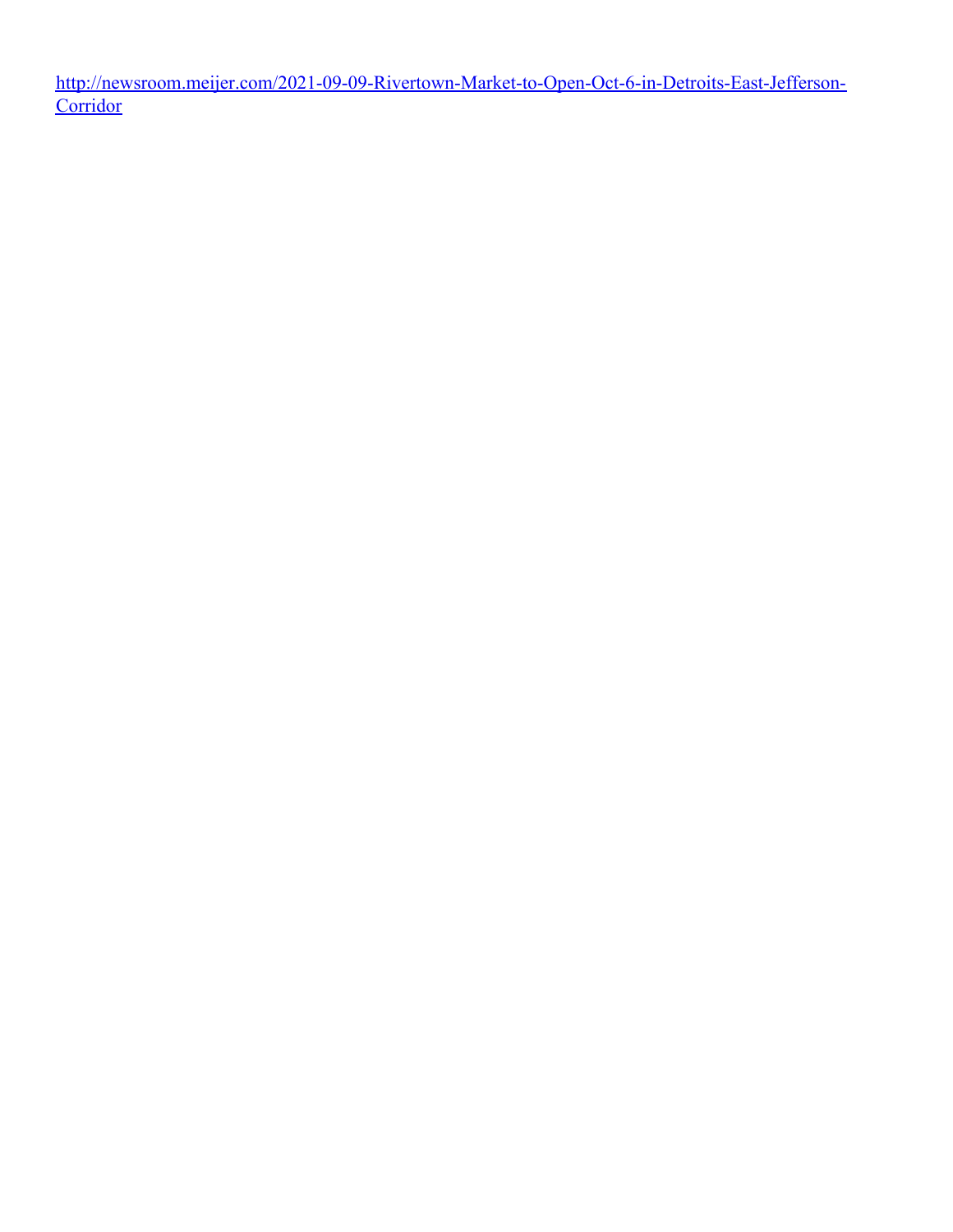http://newsroom.meijer.com/2021-09-09-Rivertown-Market-to-Open-Oct-6-in-Detroits-East-Jefferson-Corridor